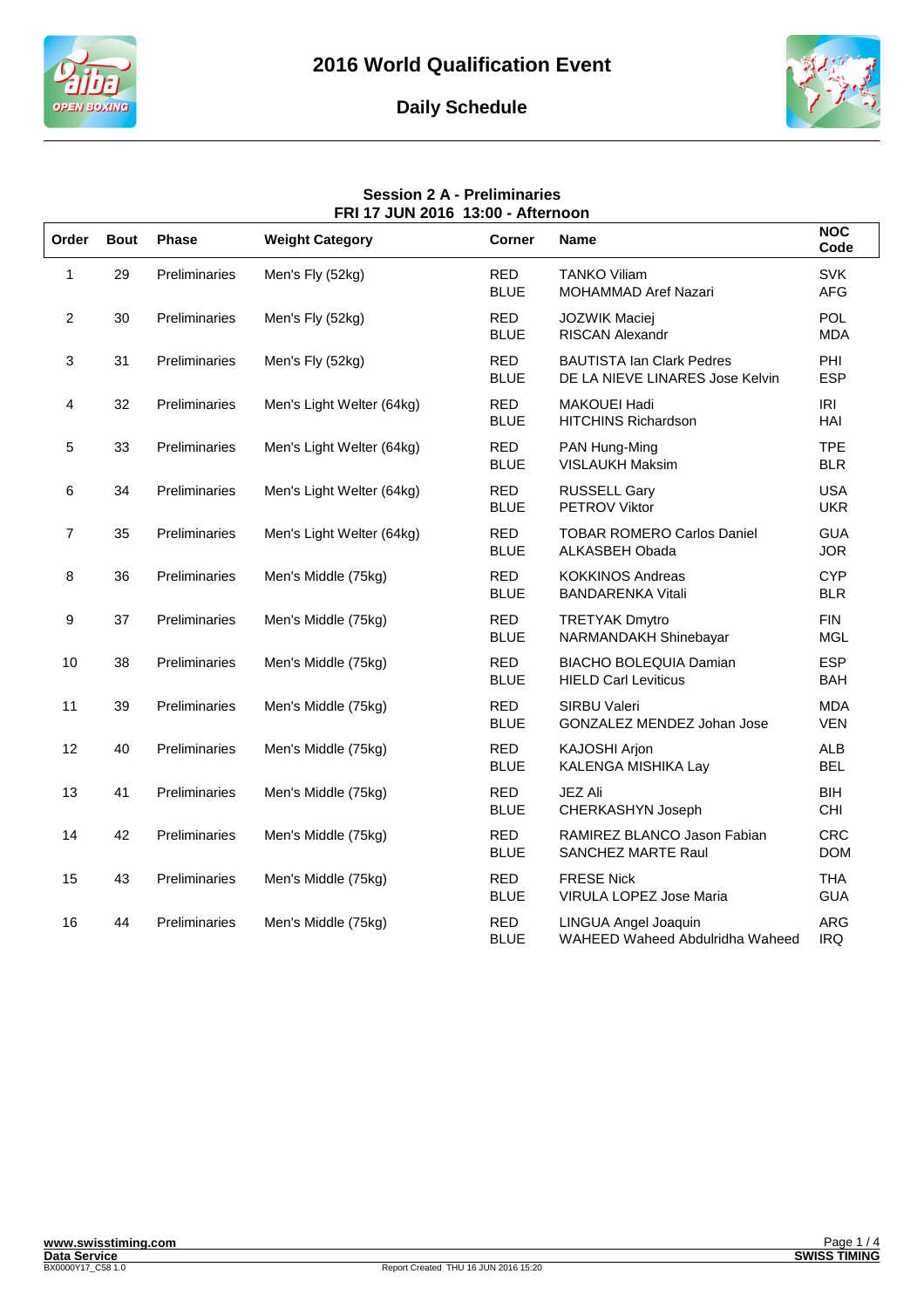# 2016 World Qualification Event

## Daily Schedule

### Session 2 A - Preliminaries
### FRI 17 JUN 2016 13:00 - Afternoon

| Order | Bout | Phase | Weight Category | Corner | Name | NOC Code |
|---|---|---|---|---|---|---|
| 1 | 29 | Preliminaries | Men's Fly (52kg) | RED<br>BLUE | TANKO Viliam<br>MOHAMMAD Aref Nazari | SVK<br>AFG |
| 2 | 30 | Preliminaries | Men's Fly (52kg) | RED<br>BLUE | JOZWIK Maciej<br>RISCAN Alexandr | POL<br>MDA |
| 3 | 31 | Preliminaries | Men's Fly (52kg) | RED<br>BLUE | BAUTISTA Ian Clark Pedres<br>DE LA NIEVE LINARES Jose Kelvin | PHI<br>ESP |
| 4 | 32 | Preliminaries | Men's Light Welter (64kg) | RED<br>BLUE | MAKOUEI Hadi<br>HITCHINS Richardson | IRI<br>HAI |
| 5 | 33 | Preliminaries | Men's Light Welter (64kg) | RED<br>BLUE | PAN Hung-Ming<br>VISLAUKH Maksim | TPE<br>BLR |
| 6 | 34 | Preliminaries | Men's Light Welter (64kg) | RED<br>BLUE | RUSSELL Gary<br>PETROV Viktor | USA<br>UKR |
| 7 | 35 | Preliminaries | Men's Light Welter (64kg) | RED<br>BLUE | TOBAR ROMERO Carlos Daniel<br>ALKASBEH Obada | GUA<br>JOR |
| 8 | 36 | Preliminaries | Men's Middle (75kg) | RED<br>BLUE | KOKKINOS Andreas<br>BANDARENKA Vitali | CYP<br>BLR |
| 9 | 37 | Preliminaries | Men's Middle (75kg) | RED<br>BLUE | TRETYAK Dmytro<br>NARMANDAKH Shinebayar | FIN<br>MGL |
| 10 | 38 | Preliminaries | Men's Middle (75kg) | RED<br>BLUE | BIACHO BOLEQUIA Damian<br>HIELD Carl Leviticus | ESP<br>BAH |
| 11 | 39 | Preliminaries | Men's Middle (75kg) | RED<br>BLUE | SIRBU Valeri<br>GONZALEZ MENDEZ Johan Jose | MDA<br>VEN |
| 12 | 40 | Preliminaries | Men's Middle (75kg) | RED<br>BLUE | KAJOSHI Arjon<br>KALENGA MISHIKA Lay | ALB<br>BEL |
| 13 | 41 | Preliminaries | Men's Middle (75kg) | RED<br>BLUE | JEZ Ali<br>CHERKASHYN Joseph | BIH<br>CHI |
| 14 | 42 | Preliminaries | Men's Middle (75kg) | RED<br>BLUE | RAMIREZ BLANCO Jason Fabian<br>SANCHEZ MARTE Raul | CRC<br>DOM |
| 15 | 43 | Preliminaries | Men's Middle (75kg) | RED<br>BLUE | FRESE Nick<br>VIRULA LOPEZ Jose Maria | THA<br>GUA |
| 16 | 44 | Preliminaries | Men's Middle (75kg) | RED<br>BLUE | LINGUA Angel Joaquin<br>WAHEED Waheed Abdulridha Waheed | ARG<br>IRQ |

Report Created THU 16 JUN 2016 15:20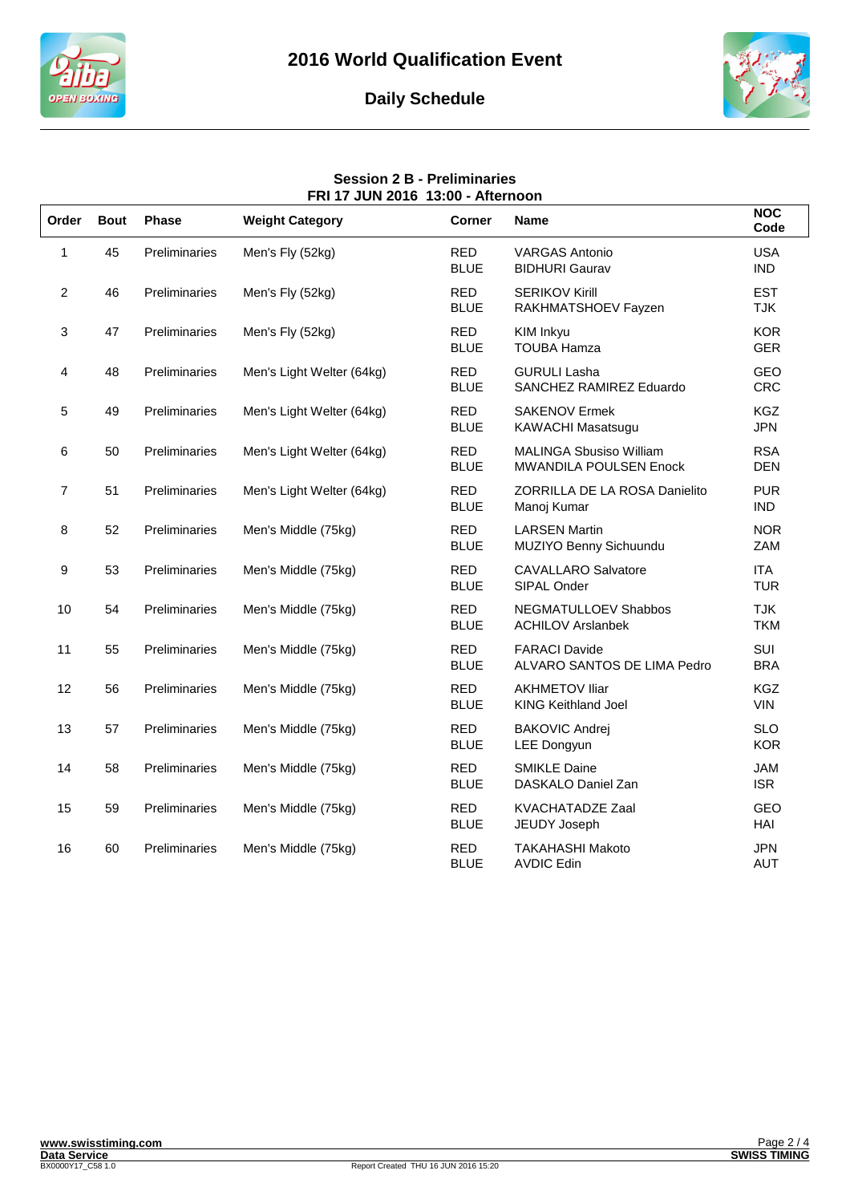# 2016 World Qualification Event

## Daily Schedule

### Session 2 B - Preliminaries
**FRI 17 JUN 2016 13:00 - Afternoon**

| Order | Bout | Phase | Weight Category | Corner | Name | NOC Code |
|---|---|---|---|---|---|---|
| 1 | 45 | Preliminaries | Men's Fly (52kg) | RED<br>BLUE | VARGAS Antonio<br>BIDHURI Gaurav | USA<br>IND |
| 2 | 46 | Preliminaries | Men's Fly (52kg) | RED<br>BLUE | SERIKOV Kirill<br>RAKHMATSHOEV Fayzen | EST<br>TJK |
| 3 | 47 | Preliminaries | Men's Fly (52kg) | RED<br>BLUE | KIM Inkyu<br>TOUBA Hamza | KOR<br>GER |
| 4 | 48 | Preliminaries | Men's Light Welter (64kg) | RED<br>BLUE | GURULI Lasha<br>SANCHEZ RAMIREZ Eduardo | GEO<br>CRC |
| 5 | 49 | Preliminaries | Men's Light Welter (64kg) | RED<br>BLUE | SAKENOV Ermek<br>KAWACHI Masatsugu | KGZ<br>JPN |
| 6 | 50 | Preliminaries | Men's Light Welter (64kg) | RED<br>BLUE | MALINGA Sbusiso William<br>MWANDILA POULSEN Enock | RSA<br>DEN |
| 7 | 51 | Preliminaries | Men's Light Welter (64kg) | RED<br>BLUE | ZORRILLA DE LA ROSA Danielito<br>Manoj Kumar | PUR<br>IND |
| 8 | 52 | Preliminaries | Men's Middle (75kg) | RED<br>BLUE | LARSEN Martin<br>MUZIYO Benny Sichuundu | NOR<br>ZAM |
| 9 | 53 | Preliminaries | Men's Middle (75kg) | RED<br>BLUE | CAVALLARO Salvatore<br>SIPAL Onder | ITA<br>TUR |
| 10 | 54 | Preliminaries | Men's Middle (75kg) | RED<br>BLUE | NEGMATULLOEV Shabbos<br>ACHILOV Arslanbek | TJK<br>TKM |
| 11 | 55 | Preliminaries | Men's Middle (75kg) | RED<br>BLUE | FARACI Davide<br>ALVARO SANTOS DE LIMA Pedro | SUI<br>BRA |
| 12 | 56 | Preliminaries | Men's Middle (75kg) | RED<br>BLUE | AKHMETOV Iliar<br>KING Keithland Joel | KGZ<br>VIN |
| 13 | 57 | Preliminaries | Men's Middle (75kg) | RED<br>BLUE | BAKOVIC Andrej<br>LEE Dongyun | SLO<br>KOR |
| 14 | 58 | Preliminaries | Men's Middle (75kg) | RED<br>BLUE | SMIKLE Daine<br>DASKALO Daniel Zan | JAM<br>ISR |
| 15 | 59 | Preliminaries | Men's Middle (75kg) | RED<br>BLUE | KVACHATADZE Zaal<br>JEUDY Joseph | GEO<br>HAI |
| 16 | 60 | Preliminaries | Men's Middle (75kg) | RED<br>BLUE | TAKAHASHI Makoto<br>AVDIC Edin | JPN<br>AUT |

www.swisstiming.com
Data Service
BX0000Y17_C58 1.0

Report Created THU 16 JUN 2016 15:20

SWISS TIMING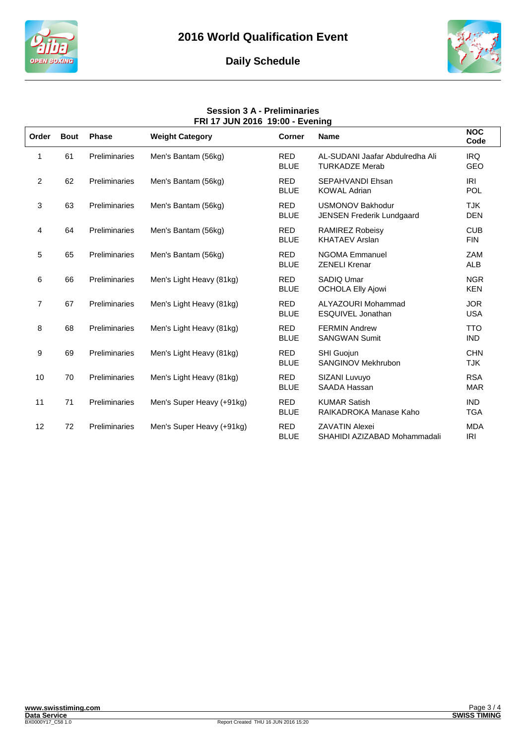# 2016 World Qualification Event

## Daily Schedule

### Session 3 A - Preliminaries
### FRI 17 JUN 2016 19:00 - Evening

| Order | Bout | Phase | Weight Category | Corner | Name | NOC Code |
|---|---|---|---|---|---|---|
| 1 | 61 | Preliminaries | Men's Bantam (56kg) | RED<br>BLUE | AL-SUDANI Jaafar Abdulredha Ali<br>TURKADZE Merab | IRQ<br>GEO |
| 2 | 62 | Preliminaries | Men's Bantam (56kg) | RED<br>BLUE | SEPAHVANDI Ehsan<br>KOWAL Adrian | IRI<br>POL |
| 3 | 63 | Preliminaries | Men's Bantam (56kg) | RED<br>BLUE | USMONOV Bakhodur<br>JENSEN Frederik Lundgaard | TJK<br>DEN |
| 4 | 64 | Preliminaries | Men's Bantam (56kg) | RED<br>BLUE | RAMIREZ Robeisy<br>KHATAEV Arslan | CUB<br>FIN |
| 5 | 65 | Preliminaries | Men's Bantam (56kg) | RED<br>BLUE | NGOMA Emmanuel<br>ZENELI Krenar | ZAM<br>ALB |
| 6 | 66 | Preliminaries | Men's Light Heavy (81kg) | RED<br>BLUE | SADIQ Umar<br>OCHOLA Elly Ajowi | NGR<br>KEN |
| 7 | 67 | Preliminaries | Men's Light Heavy (81kg) | RED<br>BLUE | ALYAZOURI Mohammad<br>ESQUIVEL Jonathan | JOR<br>USA |
| 8 | 68 | Preliminaries | Men's Light Heavy (81kg) | RED<br>BLUE | FERMIN Andrew<br>SANGWAN Sumit | TTO<br>IND |
| 9 | 69 | Preliminaries | Men's Light Heavy (81kg) | RED<br>BLUE | SHI Guojun<br>SANGINOV Mekhrubon | CHN<br>TJK |
| 10 | 70 | Preliminaries | Men's Light Heavy (81kg) | RED<br>BLUE | SIZANI Luvuyo<br>SAADA Hassan | RSA<br>MAR |
| 11 | 71 | Preliminaries | Men's Super Heavy (+91kg) | RED<br>BLUE | KUMAR Satish<br>RAIKADROKA Manase Kaho | IND<br>TGA |
| 12 | 72 | Preliminaries | Men's Super Heavy (+91kg) | RED<br>BLUE | ZAVATIN Alexei<br>SHAHIDI AZIZABAD Mohammadali | MDA<br>IRI |

Report Created THU 16 JUN 2016 15:20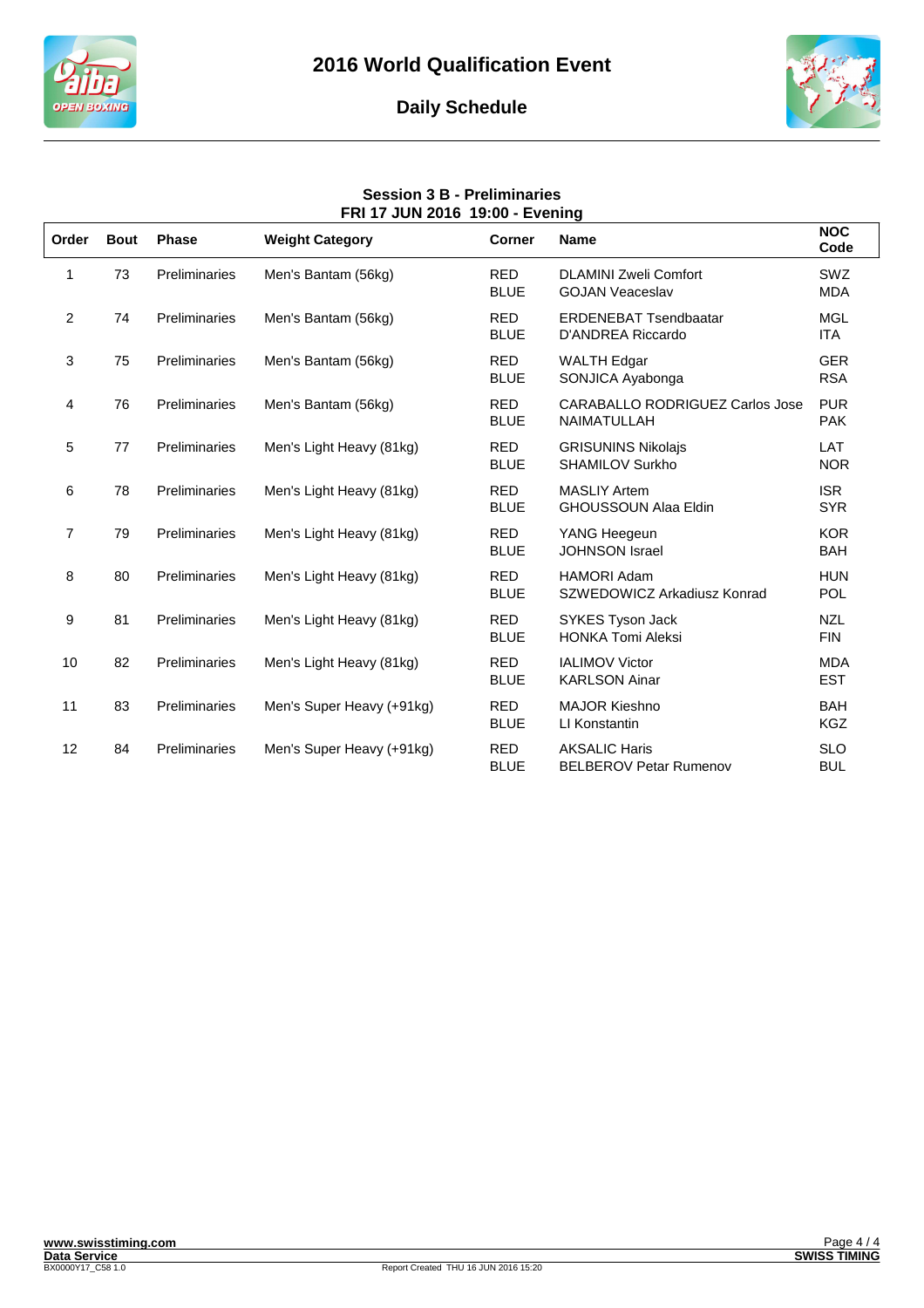# 2016 World Qualification Event

## Daily Schedule

### Session 3 B - Preliminaries
### FRI 17 JUN 2016 19:00 - Evening

| Order | Bout | Phase | Weight Category | Corner | Name | NOC Code |
|---|---|---|---|---|---|---|
| 1 | 73 | Preliminaries | Men's Bantam (56kg) | RED<br>BLUE | DLAMINI Zweli Comfort<br>GOJAN Veaceslav | SWZ<br>MDA |
| 2 | 74 | Preliminaries | Men's Bantam (56kg) | RED<br>BLUE | ERDENEBAT Tsendbaatar<br>D'ANDREA Riccardo | MGL<br>ITA |
| 3 | 75 | Preliminaries | Men's Bantam (56kg) | RED<br>BLUE | WALTH Edgar<br>SONJICA Ayabonga | GER<br>RSA |
| 4 | 76 | Preliminaries | Men's Bantam (56kg) | RED<br>BLUE | CARABALLO RODRIGUEZ Carlos Jose<br>NAIMATULLAH | PUR<br>PAK |
| 5 | 77 | Preliminaries | Men's Light Heavy (81kg) | RED<br>BLUE | GRISUNINS Nikolajs<br>SHAMILOV Surkho | LAT<br>NOR |
| 6 | 78 | Preliminaries | Men's Light Heavy (81kg) | RED<br>BLUE | MASLIY Artem<br>GHOUSSOUN Alaa Eldin | ISR<br>SYR |
| 7 | 79 | Preliminaries | Men's Light Heavy (81kg) | RED<br>BLUE | YANG Heegeun<br>JOHNSON Israel | KOR<br>BAH |
| 8 | 80 | Preliminaries | Men's Light Heavy (81kg) | RED<br>BLUE | HAMORI Adam<br>SZWEDOWICZ Arkadiusz Konrad | HUN<br>POL |
| 9 | 81 | Preliminaries | Men's Light Heavy (81kg) | RED<br>BLUE | SYKES Tyson Jack<br>HONKA Tomi Aleksi | NZL<br>FIN |
| 10 | 82 | Preliminaries | Men's Light Heavy (81kg) | RED<br>BLUE | IALIMOV Victor<br>KARLSON Ainar | MDA<br>EST |
| 11 | 83 | Preliminaries | Men's Super Heavy (+91kg) | RED<br>BLUE | MAJOR Kieshno<br>LI Konstantin | BAH<br>KGZ |
| 12 | 84 | Preliminaries | Men's Super Heavy (+91kg) | RED<br>BLUE | AKSALIC Haris<br>BELBEROV Petar Rumenov | SLO<br>BUL |

www.swisstiming.com
Data Service
BX0000Y17_C58 1.0
Report Created THU 16 JUN 2016 15:20
SWISS TIMING